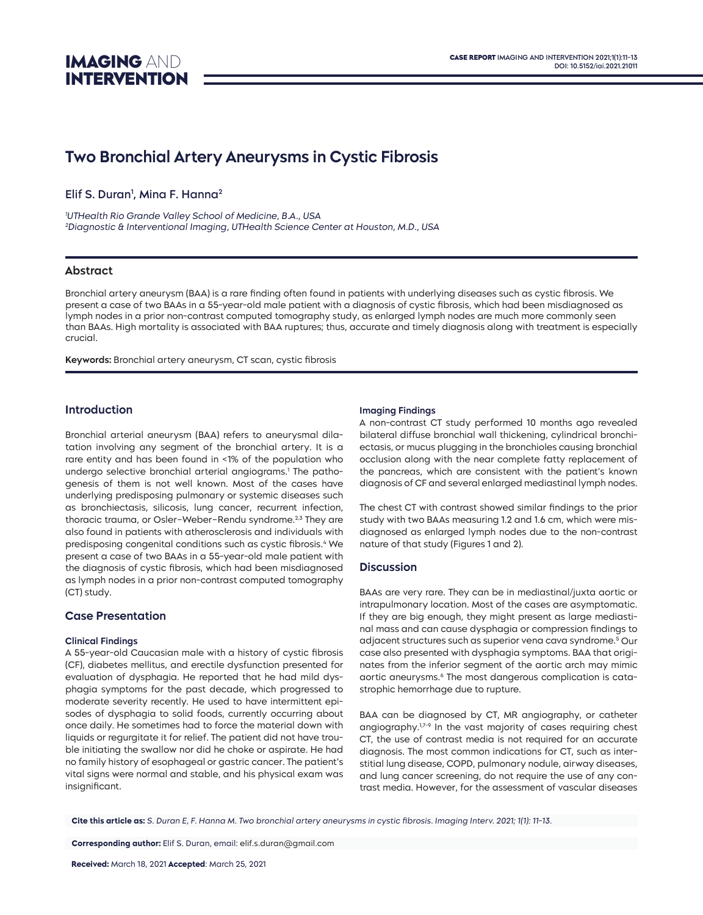# Two Bronchial Artery Aneurysms in Cystic Fibrosis

Elif S. Duran[1], Mina F. Hanna[2]

*[1]UTHealth Rio Grande Valley School of Medicine, B.A., USA*
*[2]Diagnostic & Interventional Imaging, UTHealth Science Center at Houston, M.D., USA*

## Abstract

Bronchial artery aneurysm (BAA) is a rare finding often found in patients with underlying diseases such as cystic fibrosis. We present a case of two BAAs in a 55-year-old male patient with a diagnosis of cystic fibrosis, which had been misdiagnosed as lymph nodes in a prior non-contrast computed tomography study, as enlarged lymph nodes are much more commonly seen than BAAs. High mortality is associated with BAA ruptures; thus, accurate and timely diagnosis along with treatment is especially crucial.

**Keywords:** Bronchial artery aneurysm, CT scan, cystic fibrosis

## Introduction

Bronchial arterial aneurysm (BAA) refers to aneurysmal dilatation involving any segment of the bronchial artery. It is a rare entity and has been found in <1% of the population who undergo selective bronchial arterial angiograms.[1] The pathogenesis of them is not well known. Most of the cases have underlying predisposing pulmonary or systemic diseases such as bronchiectasis, silicosis, lung cancer, recurrent infection, thoracic trauma, or Osler-Weber-Rendu syndrome.[2,3] They are also found in patients with atherosclerosis and individuals with predisposing congenital conditions such as cystic fibrosis.[4] We present a case of two BAAs in a 55-year-old male patient with the diagnosis of cystic fibrosis, which had been misdiagnosed as lymph nodes in a prior non-contrast computed tomography (CT) study.

## Case Presentation

### Clinical Findings

A 55-year-old Caucasian male with a history of cystic fibrosis (CF), diabetes mellitus, and erectile dysfunction presented for evaluation of dysphagia. He reported that he had mild dysphagia symptoms for the past decade, which progressed to moderate severity recently. He used to have intermittent episodes of dysphagia to solid foods, currently occurring about once daily. He sometimes had to force the material down with liquids or regurgitate it for relief. The patient did not have trouble initiating the swallow nor did he choke or aspirate. He had no family history of esophageal or gastric cancer. The patient's vital signs were normal and stable, and his physical exam was insignificant.

### Imaging Findings

A non-contrast CT study performed 10 months ago revealed bilateral diffuse bronchial wall thickening, cylindrical bronchiectasis, or mucus plugging in the bronchioles causing bronchial occlusion along with the near complete fatty replacement of the pancreas, which are consistent with the patient's known diagnosis of CF and several enlarged mediastinal lymph nodes.

The chest CT with contrast showed similar findings to the prior study with two BAAs measuring 1.2 and 1.6 cm, which were misdiagnosed as enlarged lymph nodes due to the non-contrast nature of that study (Figures 1 and 2).

## Discussion

BAAs are very rare. They can be in mediastinal/juxta aortic or intrapulmonary location. Most of the cases are asymptomatic. If they are big enough, they might present as large mediastinal mass and can cause dysphagia or compression findings to adjacent structures such as superior vena cava syndrome.[5] Our case also presented with dysphagia symptoms. BAA that originates from the inferior segment of the aortic arch may mimic aortic aneurysms.[6] The most dangerous complication is catastrophic hemorrhage due to rupture.

BAA can be diagnosed by CT, MR angiography, or catheter angiography.[1,7-9] In the vast majority of cases requiring chest CT, the use of contrast media is not required for an accurate diagnosis. The most common indications for CT, such as interstitial lung disease, COPD, pulmonary nodule, airway diseases, and lung cancer screening, do not require the use of any contrast media. However, for the assessment of vascular diseases

**Cite this article as:** *S. Duran E, F. Hanna M. Two bronchial artery aneurysms in cystic fibrosis. Imaging Interv. 2021; 1(1): 11-13.*

**Corresponding author:** Elif S. Duran, email: elif.s.duran@gmail.com

**Received:** March 18, 2021 **Accepted**: March 25, 2021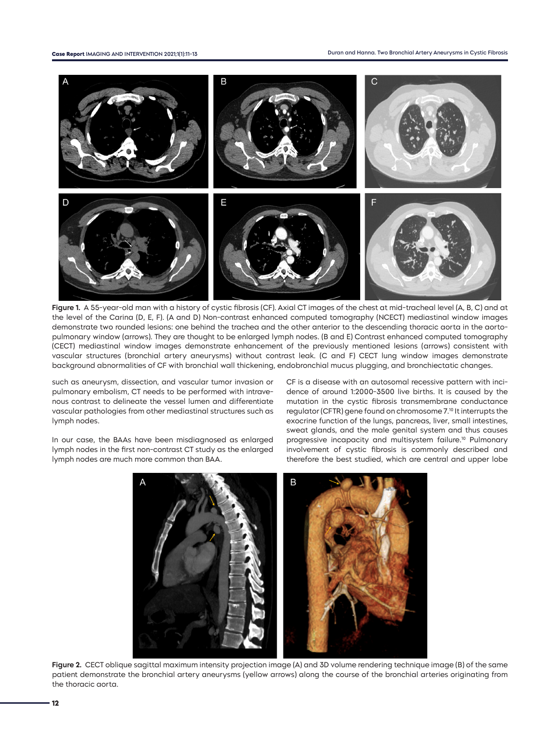**Figure 1.** A 55-year-old man with a history of cystic fibrosis (CF). Axial CT images of the chest at mid-tracheal level (A, B, C) and at the level of the Carina (D, E, F). (A and D) Non-contrast enhanced computed tomography (NCECT) mediastinal window images demonstrate two rounded lesions: one behind the trachea and the other anterior to the descending thoracic aorta in the aorto-pulmonary window (arrows). They are thought to be enlarged lymph nodes. (B and E) Contrast enhanced computed tomography (CECT) mediastinal window images demonstrate enhancement of the previously mentioned lesions (arrows) consistent with vascular structures (bronchial artery aneurysms) without contrast leak. (C and F) CECT lung window images demonstrate background abnormalities of CF with bronchial wall thickening, endobronchial mucus plugging, and bronchiectatic changes.

such as aneurysm, dissection, and vascular tumor invasion or pulmonary embolism, CT needs to be performed with intravenous contrast to delineate the vessel lumen and differentiate vascular pathologies from other mediastinal structures such as lymph nodes.

In our case, the BAAs have been misdiagnosed as enlarged lymph nodes in the first non-contrast CT study as the enlarged lymph nodes are much more common than BAA.

CF is a disease with an autosomal recessive pattern with incidence of around 1:2000-3500 live births. It is caused by the mutation in the cystic fibrosis transmembrane conductance regulator (CFTR) gene found on chromosome 7.[10] It interrupts the exocrine function of the lungs, pancreas, liver, small intestines, sweat glands, and the male genital system and thus causes progressive incapacity and multisystem failure.[10] Pulmonary involvement of cystic fibrosis is commonly described and therefore the best studied, which are central and upper lobe

**Figure 2.** CECT oblique sagittal maximum intensity projection image (A) and 3D volume rendering technique image (B) of the same patient demonstrate the bronchial artery aneurysms (yellow arrows) along the course of the bronchial arteries originating from the thoracic aorta.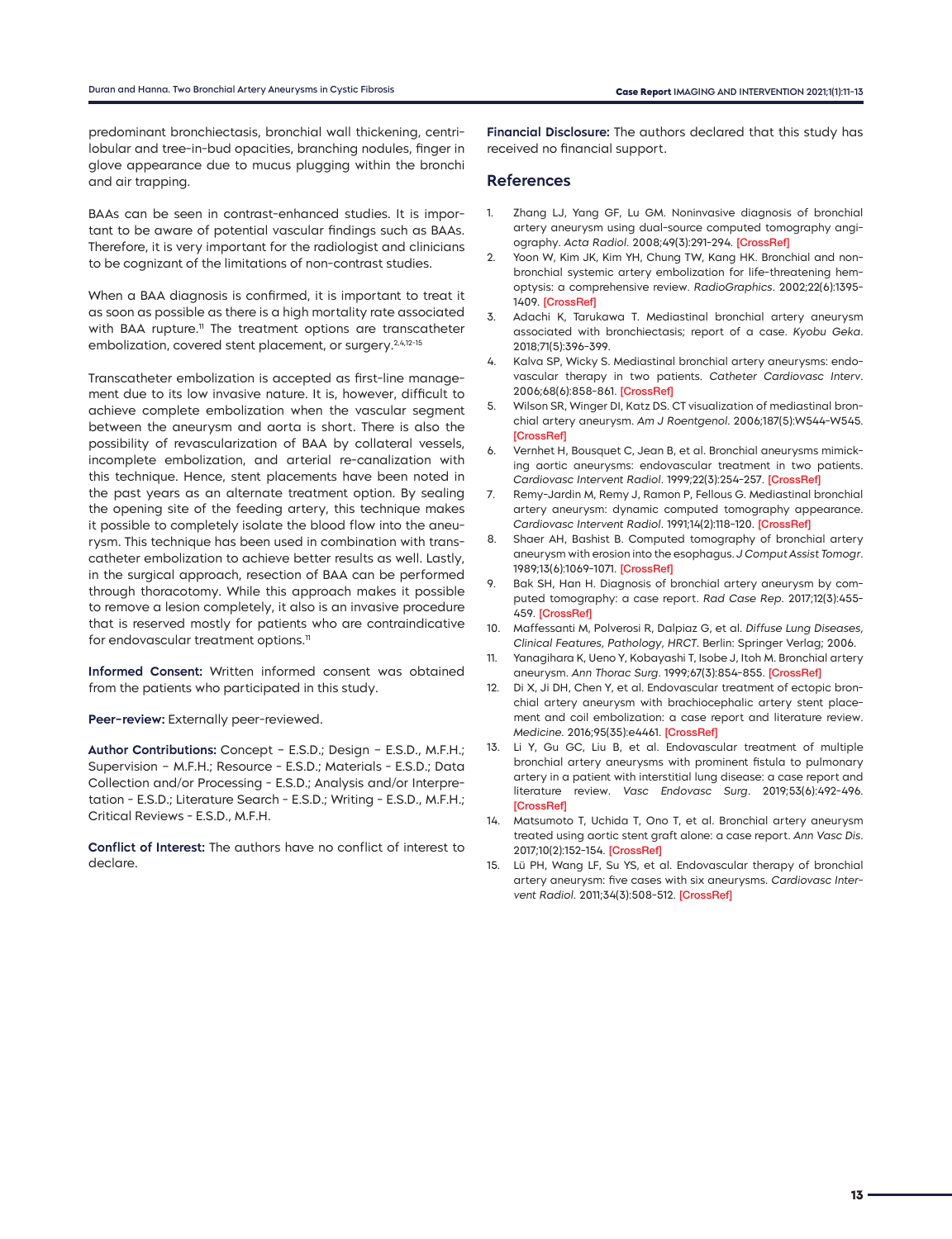predominant bronchiectasis, bronchial wall thickening, centrilobular and tree-in-bud opacities, branching nodules, finger in glove appearance due to mucus plugging within the bronchi and air trapping.

BAAs can be seen in contrast-enhanced studies. It is important to be aware of potential vascular findings such as BAAs. Therefore, it is very important for the radiologist and clinicians to be cognizant of the limitations of non-contrast studies.

When a BAA diagnosis is confirmed, it is important to treat it as soon as possible as there is a high mortality rate associated with BAA rupture.[11] The treatment options are transcatheter embolization, covered stent placement, or surgery.[2,4,12-15]

Transcatheter embolization is accepted as first-line management due to its low invasive nature. It is, however, difficult to achieve complete embolization when the vascular segment between the aneurysm and aorta is short. There is also the possibility of revascularization of BAA by collateral vessels, incomplete embolization, and arterial re-canalization with this technique. Hence, stent placements have been noted in the past years as an alternate treatment option. By sealing the opening site of the feeding artery, this technique makes it possible to completely isolate the blood flow into the aneurysm. This technique has been used in combination with transcatheter embolization to achieve better results as well. Lastly, in the surgical approach, resection of BAA can be performed through thoracotomy. While this approach makes it possible to remove a lesion completely, it also is an invasive procedure that is reserved mostly for patients who are contraindicative for endovascular treatment options.[11]

**Informed Consent:** Written informed consent was obtained from the patients who participated in this study.

**Peer-review:** Externally peer-reviewed.

**Author Contributions:** Concept - E.S.D.; Design - E.S.D., M.F.H.; Supervision - M.F.H.; Resource - E.S.D.; Materials - E.S.D.; Data Collection and/or Processing - E.S.D.; Analysis and/or Interpretation - E.S.D.; Literature Search - E.S.D.; Writing - E.S.D., M.F.H.; Critical Reviews - E.S.D., M.F.H.

**Conflict of Interest:** The authors have no conflict of interest to declare.

**Financial Disclosure:** The authors declared that this study has received no financial support.

## References

1. Zhang LJ, Yang GF, Lu GM. Noninvasive diagnosis of bronchial artery aneurysm using dual-source computed tomography angiography. *Acta Radiol*. 2008;49(3):291-294. [CrossRef]
2. Yoon W, Kim JK, Kim YH, Chung TW, Kang HK. Bronchial and nonbronchial systemic artery embolization for life-threatening hemoptysis: a comprehensive review. *RadioGraphics*. 2002;22(6):1395-1409. [CrossRef]
3. Adachi K, Tarukawa T. Mediastinal bronchial artery aneurysm associated with bronchiectasis; report of a case. *Kyobu Geka*. 2018;71(5):396-399.
4. Kalva SP, Wicky S. Mediastinal bronchial artery aneurysms: endovascular therapy in two patients. *Catheter Cardiovasc Interv*. 2006;68(6):858-861. [CrossRef]
5. Wilson SR, Winger DI, Katz DS. CT visualization of mediastinal bronchial artery aneurysm. *Am J Roentgenol*. 2006;187(5):W544-W545. [CrossRef]
6. Vernhet H, Bousquet C, Jean B, et al. Bronchial aneurysms mimicking aortic aneurysms: endovascular treatment in two patients. *Cardiovasc Intervent Radiol*. 1999;22(3):254-257. [CrossRef]
7. Remy-Jardin M, Remy J, Ramon P, Fellous G. Mediastinal bronchial artery aneurysm: dynamic computed tomography appearance. *Cardiovasc Intervent Radiol*. 1991;14(2):118-120. [CrossRef]
8. Shaer AH, Bashist B. Computed tomography of bronchial artery aneurysm with erosion into the esophagus. *J Comput Assist Tomogr*. 1989;13(6):1069-1071. [CrossRef]
9. Bak SH, Han H. Diagnosis of bronchial artery aneurysm by computed tomography: a case report. *Rad Case Rep*. 2017;12(3):455-459. [CrossRef]
10. Maffessanti M, Polverosi R, Dalpiaz G, et al. *Diffuse Lung Diseases, Clinical Features, Pathology, HRCT*. Berlin: Springer Verlag; 2006.
11. Yanagihara K, Ueno Y, Kobayashi T, Isobe J, Itoh M. Bronchial artery aneurysm. *Ann Thorac Surg*. 1999;67(3):854-855. [CrossRef]
12. Di X, Ji DH, Chen Y, et al. Endovascular treatment of ectopic bronchial artery aneurysm with brachiocephalic artery stent placement and coil embolization: a case report and literature review. *Medicine*. 2016;95(35):e4461. [CrossRef]
13. Li Y, Gu GC, Liu B, et al. Endovascular treatment of multiple bronchial artery aneurysms with prominent fistula to pulmonary artery in a patient with interstitial lung disease: a case report and literature review. *Vasc Endovasc Surg*. 2019;53(6):492-496. [CrossRef]
14. Matsumoto T, Uchida T, Ono T, et al. Bronchial artery aneurysm treated using aortic stent graft alone: a case report. *Ann Vasc Dis*. 2017;10(2):152-154. [CrossRef]
15. Lü PH, Wang LF, Su YS, et al. Endovascular therapy of bronchial artery aneurysm: five cases with six aneurysms. *Cardiovasc Intervent Radiol*. 2011;34(3):508-512. [CrossRef]